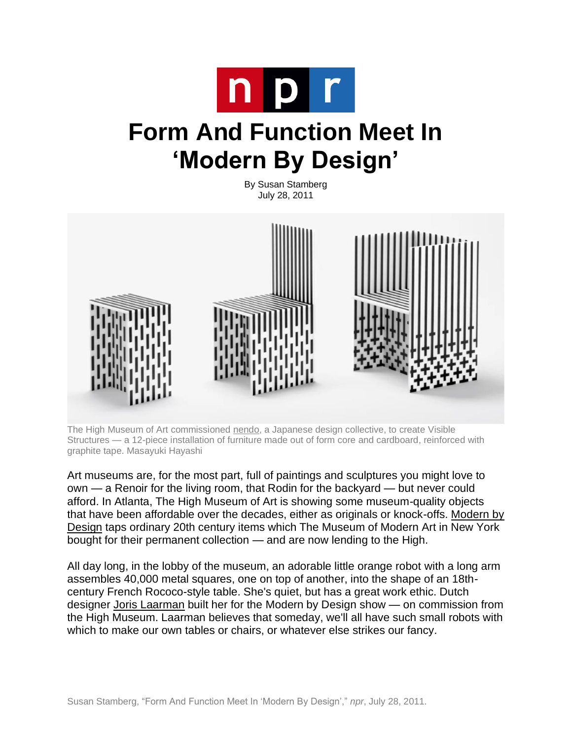# Form And Function Meet In 'Modern By Design'

By Susan Stamberg
July 28, 2011

The High Museum of Art commissioned nendo, a Japanese design collective, to create Visible Structures — a 12-piece installation of furniture made out of form core and cardboard, reinforced with graphite tape. Masayuki Hayashi

Art museums are, for the most part, full of paintings and sculptures you might love to own — a Renoir for the living room, that Rodin for the backyard — but never could afford. In Atlanta, The High Museum of Art is showing some museum-quality objects that have been affordable over the decades, either as originals or knock-offs. Modern by Design taps ordinary 20th century items which The Museum of Modern Art in New York bought for their permanent collection — and are now lending to the High.

All day long, in the lobby of the museum, an adorable little orange robot with a long arm assembles 40,000 metal squares, one on top of another, into the shape of an 18th-century French Rococo-style table. She's quiet, but has a great work ethic. Dutch designer Joris Laarman built her for the Modern by Design show — on commission from the High Museum. Laarman believes that someday, we'll all have such small robots with which to make our own tables or chairs, or whatever else strikes our fancy.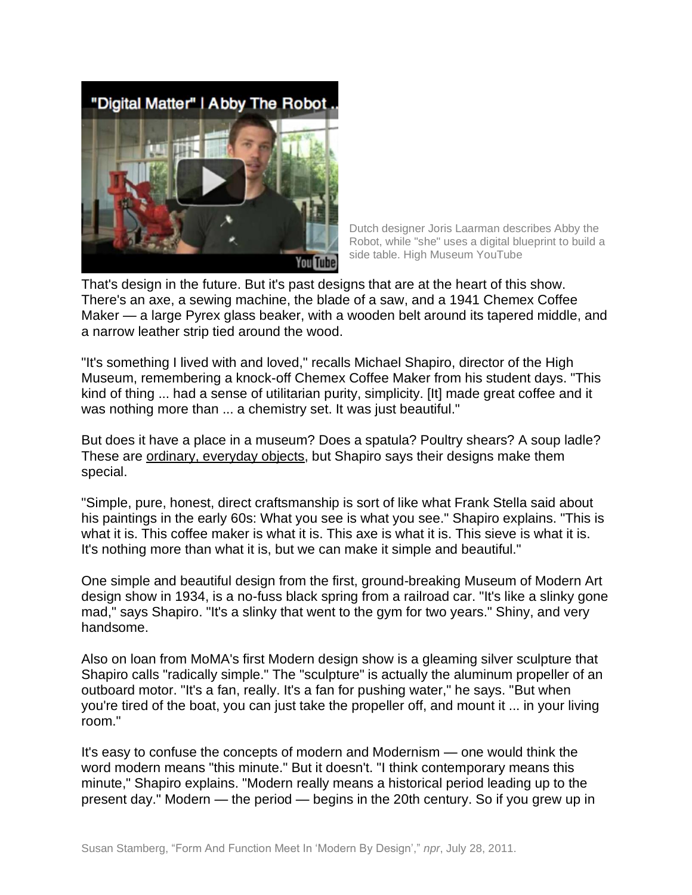Dutch designer Joris Laarman describes Abby the Robot, while "she" uses a digital blueprint to build a side table. High Museum YouTube

That's design in the future. But it's past designs that are at the heart of this show. There's an axe, a sewing machine, the blade of a saw, and a 1941 Chemex Coffee Maker — a large Pyrex glass beaker, with a wooden belt around its tapered middle, and a narrow leather strip tied around the wood.

"It's something I lived with and loved," recalls Michael Shapiro, director of the High Museum, remembering a knock-off Chemex Coffee Maker from his student days. "This kind of thing ... had a sense of utilitarian purity, simplicity. [It] made great coffee and it was nothing more than ... a chemistry set. It was just beautiful."

But does it have a place in a museum? Does a spatula? Poultry shears? A soup ladle? These are ordinary, everyday objects, but Shapiro says their designs make them special.

"Simple, pure, honest, direct craftsmanship is sort of like what Frank Stella said about his paintings in the early 60s: What you see is what you see." Shapiro explains. "This is what it is. This coffee maker is what it is. This axe is what it is. This sieve is what it is. It's nothing more than what it is, but we can make it simple and beautiful."

One simple and beautiful design from the first, ground-breaking Museum of Modern Art design show in 1934, is a no-fuss black spring from a railroad car. "It's like a slinky gone mad," says Shapiro. "It's a slinky that went to the gym for two years." Shiny, and very handsome.

Also on loan from MoMA's first Modern design show is a gleaming silver sculpture that Shapiro calls "radically simple." The "sculpture" is actually the aluminum propeller of an outboard motor. "It's a fan, really. It's a fan for pushing water," he says. "But when you're tired of the boat, you can just take the propeller off, and mount it ... in your living room."

It's easy to confuse the concepts of modern and Modernism — one would think the word modern means "this minute." But it doesn't. "I think contemporary means this minute," Shapiro explains. "Modern really means a historical period leading up to the present day." Modern — the period — begins in the 20th century. So if you grew up in

Susan Stamberg, "Form And Function Meet In 'Modern By Design'," *npr*, July 28, 2011.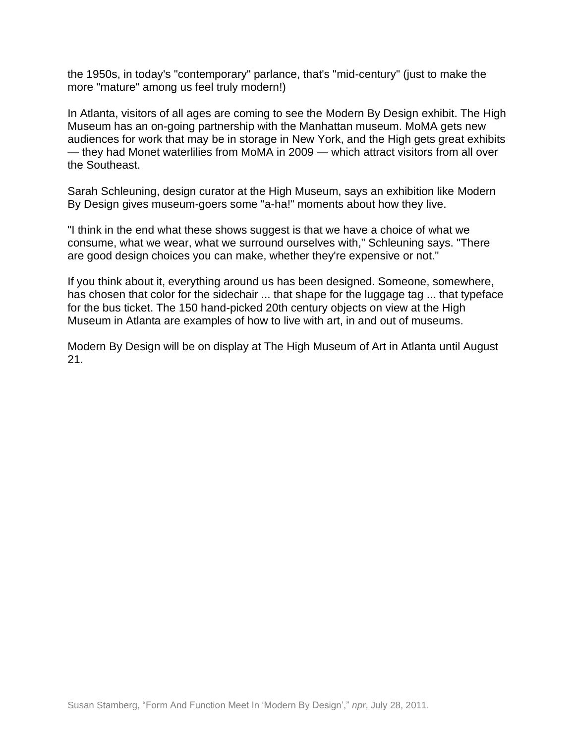the 1950s, in today's "contemporary" parlance, that's "mid-century" (just to make the more "mature" among us feel truly modern!)

In Atlanta, visitors of all ages are coming to see the Modern By Design exhibit. The High Museum has an on-going partnership with the Manhattan museum. MoMA gets new audiences for work that may be in storage in New York, and the High gets great exhibits — they had Monet waterlilies from MoMA in 2009 — which attract visitors from all over the Southeast.

Sarah Schleuning, design curator at the High Museum, says an exhibition like Modern By Design gives museum-goers some "a-ha!" moments about how they live.

"I think in the end what these shows suggest is that we have a choice of what we consume, what we wear, what we surround ourselves with," Schleuning says. "There are good design choices you can make, whether they're expensive or not."

If you think about it, everything around us has been designed. Someone, somewhere, has chosen that color for the sidechair ... that shape for the luggage tag ... that typeface for the bus ticket. The 150 hand-picked 20th century objects on view at the High Museum in Atlanta are examples of how to live with art, in and out of museums.

Modern By Design will be on display at The High Museum of Art in Atlanta until August 21.